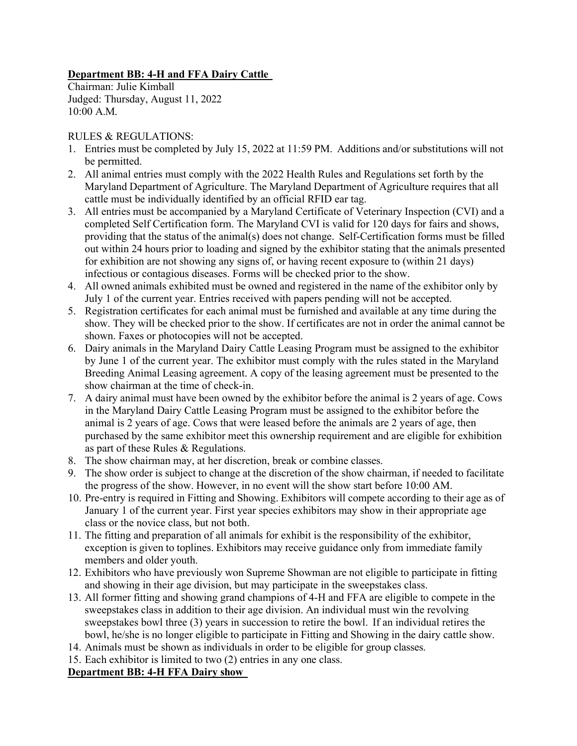**Department BB: 4-H and FFA Dairy Cattle**

Chairman: Julie Kimball
Judged: Thursday, August 11, 2022
10:00 A.M.

RULES & REGULATIONS:

1. Entries must be completed by July 15, 2022 at 11:59 PM. Additions and/or substitutions will not be permitted.
2. All animal entries must comply with the 2022 Health Rules and Regulations set forth by the Maryland Department of Agriculture. The Maryland Department of Agriculture requires that all cattle must be individually identified by an official RFID ear tag.
3. All entries must be accompanied by a Maryland Certificate of Veterinary Inspection (CVI) and a completed Self Certification form. The Maryland CVI is valid for 120 days for fairs and shows, providing that the status of the animal(s) does not change. Self-Certification forms must be filled out within 24 hours prior to loading and signed by the exhibitor stating that the animals presented for exhibition are not showing any signs of, or having recent exposure to (within 21 days) infectious or contagious diseases. Forms will be checked prior to the show.
4. All owned animals exhibited must be owned and registered in the name of the exhibitor only by July 1 of the current year. Entries received with papers pending will not be accepted.
5. Registration certificates for each animal must be furnished and available at any time during the show. They will be checked prior to the show. If certificates are not in order the animal cannot be shown. Faxes or photocopies will not be accepted.
6. Dairy animals in the Maryland Dairy Cattle Leasing Program must be assigned to the exhibitor by June 1 of the current year. The exhibitor must comply with the rules stated in the Maryland Breeding Animal Leasing agreement. A copy of the leasing agreement must be presented to the show chairman at the time of check-in.
7. A dairy animal must have been owned by the exhibitor before the animal is 2 years of age. Cows in the Maryland Dairy Cattle Leasing Program must be assigned to the exhibitor before the animal is 2 years of age. Cows that were leased before the animals are 2 years of age, then purchased by the same exhibitor meet this ownership requirement and are eligible for exhibition as part of these Rules & Regulations.
8. The show chairman may, at her discretion, break or combine classes.
9. The show order is subject to change at the discretion of the show chairman, if needed to facilitate the progress of the show. However, in no event will the show start before 10:00 AM.
10. Pre-entry is required in Fitting and Showing. Exhibitors will compete according to their age as of January 1 of the current year. First year species exhibitors may show in their appropriate age class or the novice class, but not both.
11. The fitting and preparation of all animals for exhibit is the responsibility of the exhibitor, exception is given to toplines. Exhibitors may receive guidance only from immediate family members and older youth.
12. Exhibitors who have previously won Supreme Showman are not eligible to participate in fitting and showing in their age division, but may participate in the sweepstakes class.
13. All former fitting and showing grand champions of 4-H and FFA are eligible to compete in the sweepstakes class in addition to their age division. An individual must win the revolving sweepstakes bowl three (3) years in succession to retire the bowl. If an individual retires the bowl, he/she is no longer eligible to participate in Fitting and Showing in the dairy cattle show.
14. Animals must be shown as individuals in order to be eligible for group classes.
15. Each exhibitor is limited to two (2) entries in any one class.

**Department BB: 4-H FFA Dairy show**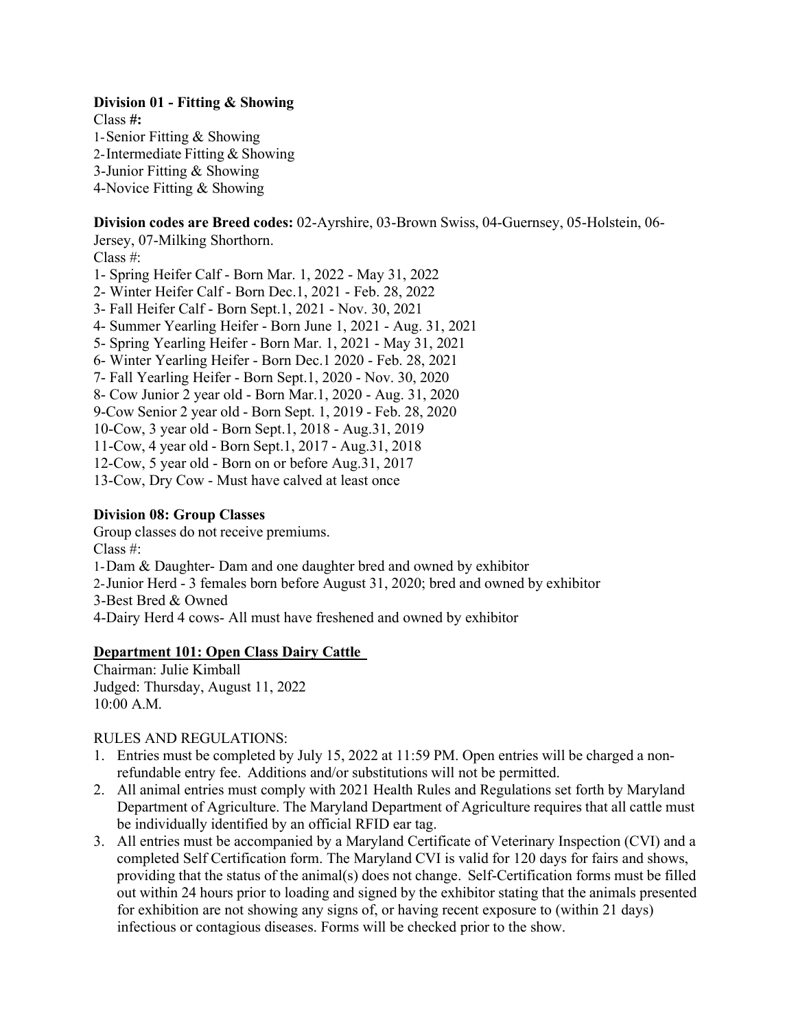**Division 01 - Fitting & Showing**

Class **#:**

1-Senior Fitting & Showing
2-Intermediate Fitting & Showing
3-Junior Fitting & Showing
4-Novice Fitting & Showing

**Division codes are Breed codes:** 02-Ayrshire, 03-Brown Swiss, 04-Guernsey, 05-Holstein, 06-Jersey, 07-Milking Shorthorn.

Class #:

1- Spring Heifer Calf - Born Mar. 1, 2022 - May 31, 2022
2- Winter Heifer Calf - Born Dec.1, 2021 - Feb. 28, 2022
3- Fall Heifer Calf - Born Sept.1, 2021 - Nov. 30, 2021
4- Summer Yearling Heifer - Born June 1, 2021 - Aug. 31, 2021
5- Spring Yearling Heifer - Born Mar. 1, 2021 - May 31, 2021
6- Winter Yearling Heifer - Born Dec.1 2020 - Feb. 28, 2021
7- Fall Yearling Heifer - Born Sept.1, 2020 - Nov. 30, 2020
8- Cow Junior 2 year old - Born Mar.1, 2020 - Aug. 31, 2020
9-Cow Senior 2 year old - Born Sept. 1, 2019 - Feb. 28, 2020
10-Cow, 3 year old - Born Sept.1, 2018 - Aug.31, 2019
11-Cow, 4 year old - Born Sept.1, 2017 - Aug.31, 2018
12-Cow, 5 year old - Born on or before Aug.31, 2017
13-Cow, Dry Cow - Must have calved at least once

**Division 08: Group Classes**

Group classes do not receive premiums.

Class #:

1-Dam & Daughter- Dam and one daughter bred and owned by exhibitor
2-Junior Herd - 3 females born before August 31, 2020; bred and owned by exhibitor
3-Best Bred & Owned
4-Dairy Herd 4 cows- All must have freshened and owned by exhibitor

## Department 101: Open Class Dairy Cattle

Chairman: Julie Kimball
Judged: Thursday, August 11, 2022
10:00 A.M.

RULES AND REGULATIONS:

1. Entries must be completed by July 15, 2022 at 11:59 PM. Open entries will be charged a non-refundable entry fee. Additions and/or substitutions will not be permitted.
2. All animal entries must comply with 2021 Health Rules and Regulations set forth by Maryland Department of Agriculture. The Maryland Department of Agriculture requires that all cattle must be individually identified by an official RFID ear tag.
3. All entries must be accompanied by a Maryland Certificate of Veterinary Inspection (CVI) and a completed Self Certification form. The Maryland CVI is valid for 120 days for fairs and shows, providing that the status of the animal(s) does not change. Self-Certification forms must be filled out within 24 hours prior to loading and signed by the exhibitor stating that the animals presented for exhibition are not showing any signs of, or having recent exposure to (within 21 days) infectious or contagious diseases. Forms will be checked prior to the show.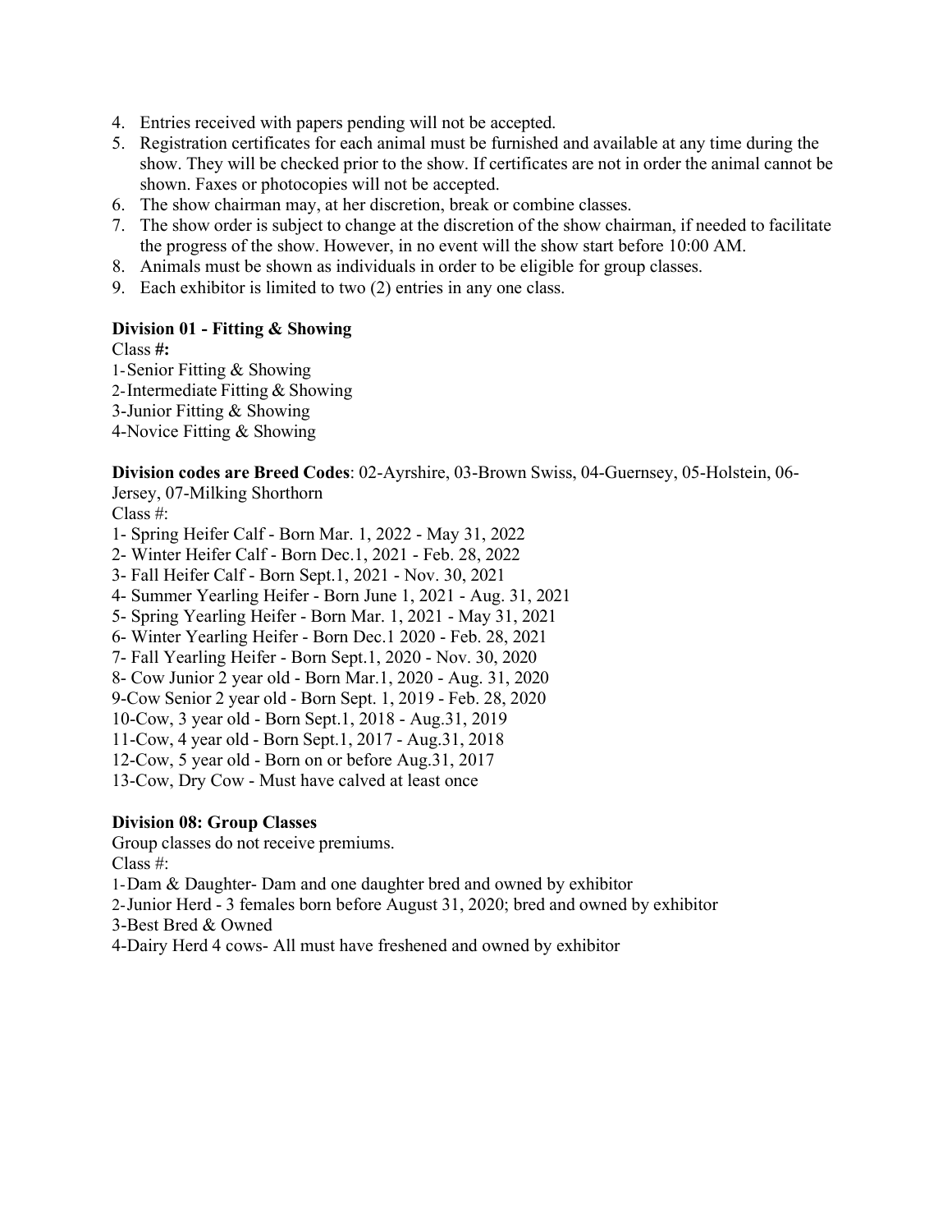4. Entries received with papers pending will not be accepted.
5. Registration certificates for each animal must be furnished and available at any time during the show. They will be checked prior to the show. If certificates are not in order the animal cannot be shown. Faxes or photocopies will not be accepted.
6. The show chairman may, at her discretion, break or combine classes.
7. The show order is subject to change at the discretion of the show chairman, if needed to facilitate the progress of the show. However, in no event will the show start before 10:00 AM.
8. Animals must be shown as individuals in order to be eligible for group classes.
9. Each exhibitor is limited to two (2) entries in any one class.

**Division 01 - Fitting & Showing**

Class **#:**

1-Senior Fitting & Showing
2-Intermediate Fitting & Showing
3-Junior Fitting & Showing
4-Novice Fitting & Showing

**Division codes are Breed Codes**: 02-Ayrshire, 03-Brown Swiss, 04-Guernsey, 05-Holstein, 06-Jersey, 07-Milking Shorthorn

Class #:

1- Spring Heifer Calf - Born Mar. 1, 2022 - May 31, 2022
2- Winter Heifer Calf - Born Dec.1, 2021 - Feb. 28, 2022
3- Fall Heifer Calf - Born Sept.1, 2021 - Nov. 30, 2021
4- Summer Yearling Heifer - Born June 1, 2021 - Aug. 31, 2021
5- Spring Yearling Heifer - Born Mar. 1, 2021 - May 31, 2021
6- Winter Yearling Heifer - Born Dec.1 2020 - Feb. 28, 2021
7- Fall Yearling Heifer - Born Sept.1, 2020 - Nov. 30, 2020
8- Cow Junior 2 year old - Born Mar.1, 2020 - Aug. 31, 2020
9-Cow Senior 2 year old - Born Sept. 1, 2019 - Feb. 28, 2020
10-Cow, 3 year old - Born Sept.1, 2018 - Aug.31, 2019
11-Cow, 4 year old - Born Sept.1, 2017 - Aug.31, 2018
12-Cow, 5 year old - Born on or before Aug.31, 2017
13-Cow, Dry Cow - Must have calved at least once

**Division 08: Group Classes**

Group classes do not receive premiums.

Class #:

1-Dam & Daughter- Dam and one daughter bred and owned by exhibitor
2-Junior Herd - 3 females born before August 31, 2020; bred and owned by exhibitor
3-Best Bred & Owned
4-Dairy Herd 4 cows- All must have freshened and owned by exhibitor